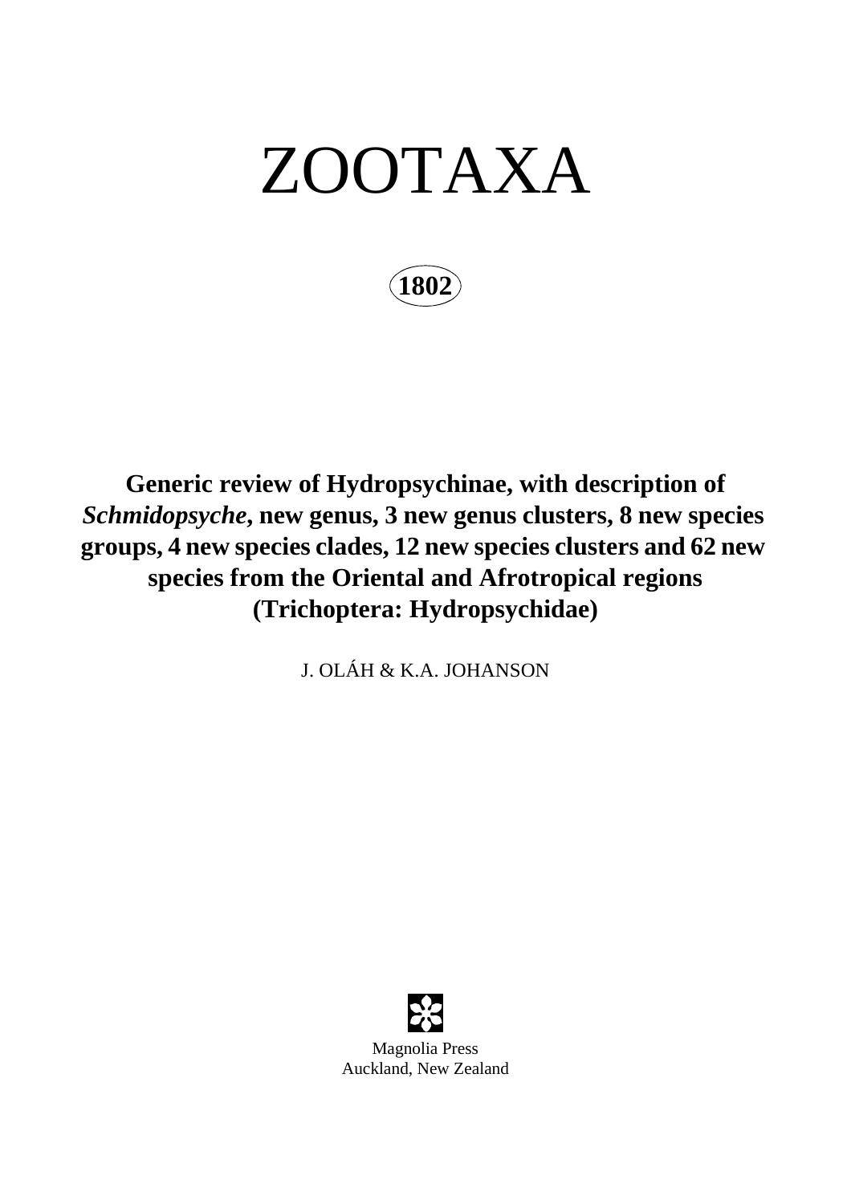# ZOOTAXA

**1802**

## Generic review of Hydropsychinae, with description of *Schmidopsyche*, new genus, 3 new genus clusters, 8 new species groups, 4 new species clades, 12 new species clusters and 62 new species from the Oriental and Afrotropical regions (Trichoptera: Hydropsychidae)

J. OLÁH & K.A. JOHANSON

Magnolia Press
Auckland, New Zealand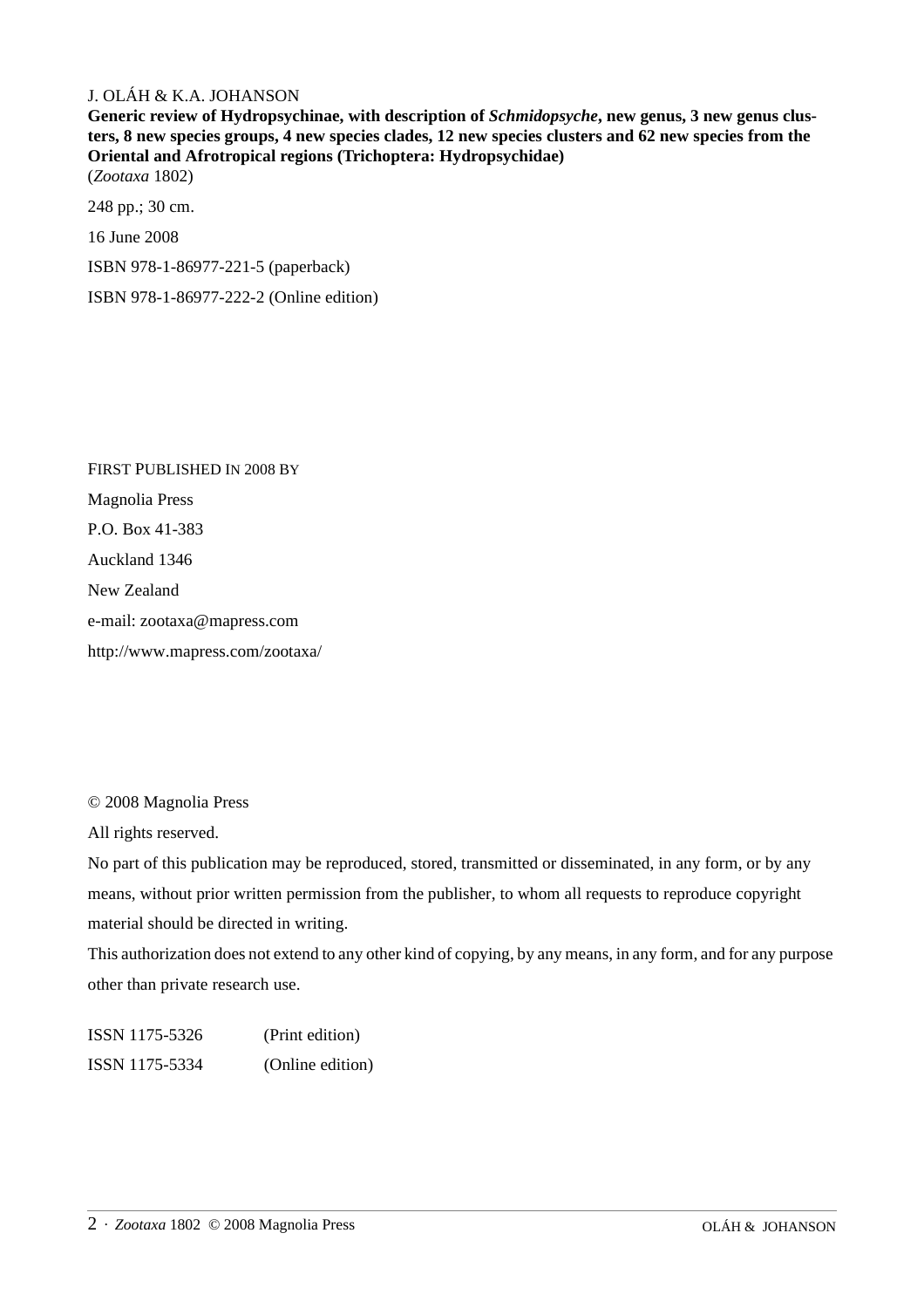J. OLÁH & K.A. JOHANSON

**Generic review of Hydropsychinae, with description of *Schmidopsyche*, new genus, 3 new genus clusters, 8 new species groups, 4 new species clades, 12 new species clusters and 62 new species from the Oriental and Afrotropical regions (Trichoptera: Hydropsychidae)**
(*Zootaxa* 1802)

248 pp.; 30 cm.

16 June 2008

ISBN 978-1-86977-221-5 (paperback)

ISBN 978-1-86977-222-2 (Online edition)

FIRST PUBLISHED IN 2008 BY

Magnolia Press

P.O. Box 41-383

Auckland 1346

New Zealand

e-mail: zootaxa@mapress.com

http://www.mapress.com/zootaxa/

© 2008 Magnolia Press

All rights reserved.

No part of this publication may be reproduced, stored, transmitted or disseminated, in any form, or by any means, without prior written permission from the publisher, to whom all requests to reproduce copyright material should be directed in writing.

This authorization does not extend to any other kind of copying, by any means, in any form, and for any purpose other than private research use.

ISSN 1175-5326 (Print edition)

ISSN 1175-5334 (Online edition)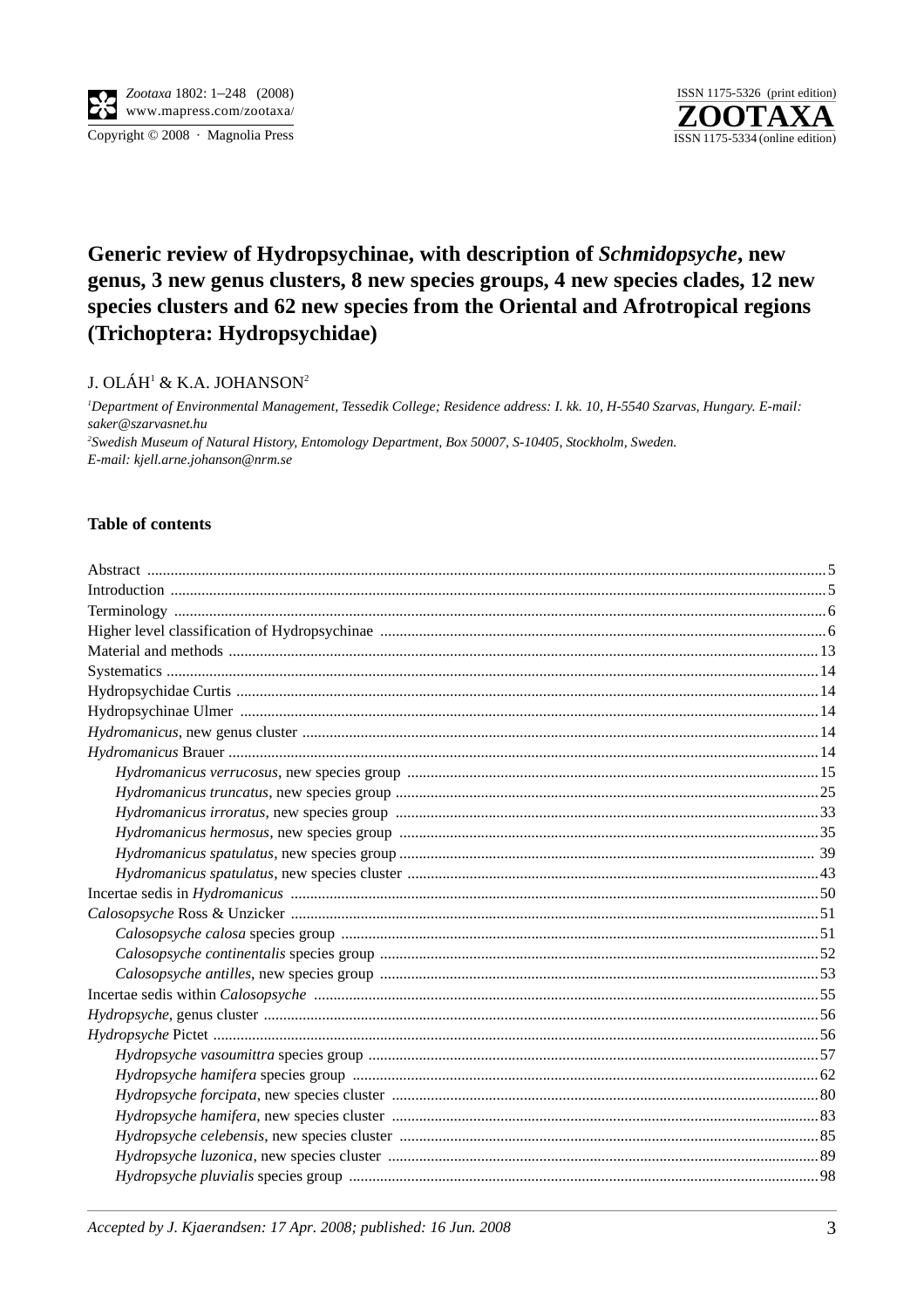# Generic review of Hydropsychinae, with description of *Schmidopsyche*, new genus, 3 new genus clusters, 8 new species groups, 4 new species clades, 12 new species clusters and 62 new species from the Oriental and Afrotropical regions (Trichoptera: Hydropsychidae)

J. OLÁH[1] & K.A. JOHANSON[2]

[1]*Department of Environmental Management, Tessedik College; Residence address: I. kk. 10, H-5540 Szarvas, Hungary. E-mail: saker@szarvasnet.hu*

[2]*Swedish Museum of Natural History, Entomology Department, Box 50007, S-10405, Stockholm, Sweden. E-mail: kjell.arne.johanson@nrm.se*

## Table of contents

Abstract ..... 5
Introduction ..... 5
Terminology ..... 6
Higher level classification of Hydropsychinae ..... 6
Material and methods ..... 13
Systematics ..... 14
Hydropsychidae Curtis ..... 14
Hydropsychinae Ulmer ..... 14
*Hydromanicus*, new genus cluster ..... 14
*Hydromanicus* Brauer ..... 14
- *Hydromanicus verrucosus*, new species group ..... 15
- *Hydromanicus truncatus*, new species group ..... 25
- *Hydromanicus irroratus*, new species group ..... 33
- *Hydromanicus hermosus*, new species group ..... 35
- *Hydromanicus spatulatus*, new species group ..... 39
- *Hydromanicus spatulatus*, new species cluster ..... 43

Incertae sedis in *Hydromanicus* ..... 50
*Calosopsyche* Ross & Unzicker ..... 51
- *Calosopsyche calosa* species group ..... 51
- *Calosopsyche continentalis* species group ..... 52
- *Calosopsyche antilles*, new species group ..... 53

Incertae sedis within *Calosopsyche* ..... 55
*Hydropsyche*, genus cluster ..... 56
*Hydropsyche* Pictet ..... 56
- *Hydropsyche vasoumittra* species group ..... 57
- *Hydropsyche hamifera* species group ..... 62
- *Hydropsyche forcipata*, new species cluster ..... 80
- *Hydropsyche hamifera*, new species cluster ..... 83
- *Hydropsyche celebensis*, new species cluster ..... 85
- *Hydropsyche luzonica*, new species cluster ..... 89
- *Hydropsyche pluvialis* species group ..... 98

*Accepted by J. Kjaerandsen: 17 Apr. 2008; published: 16 Jun. 2008*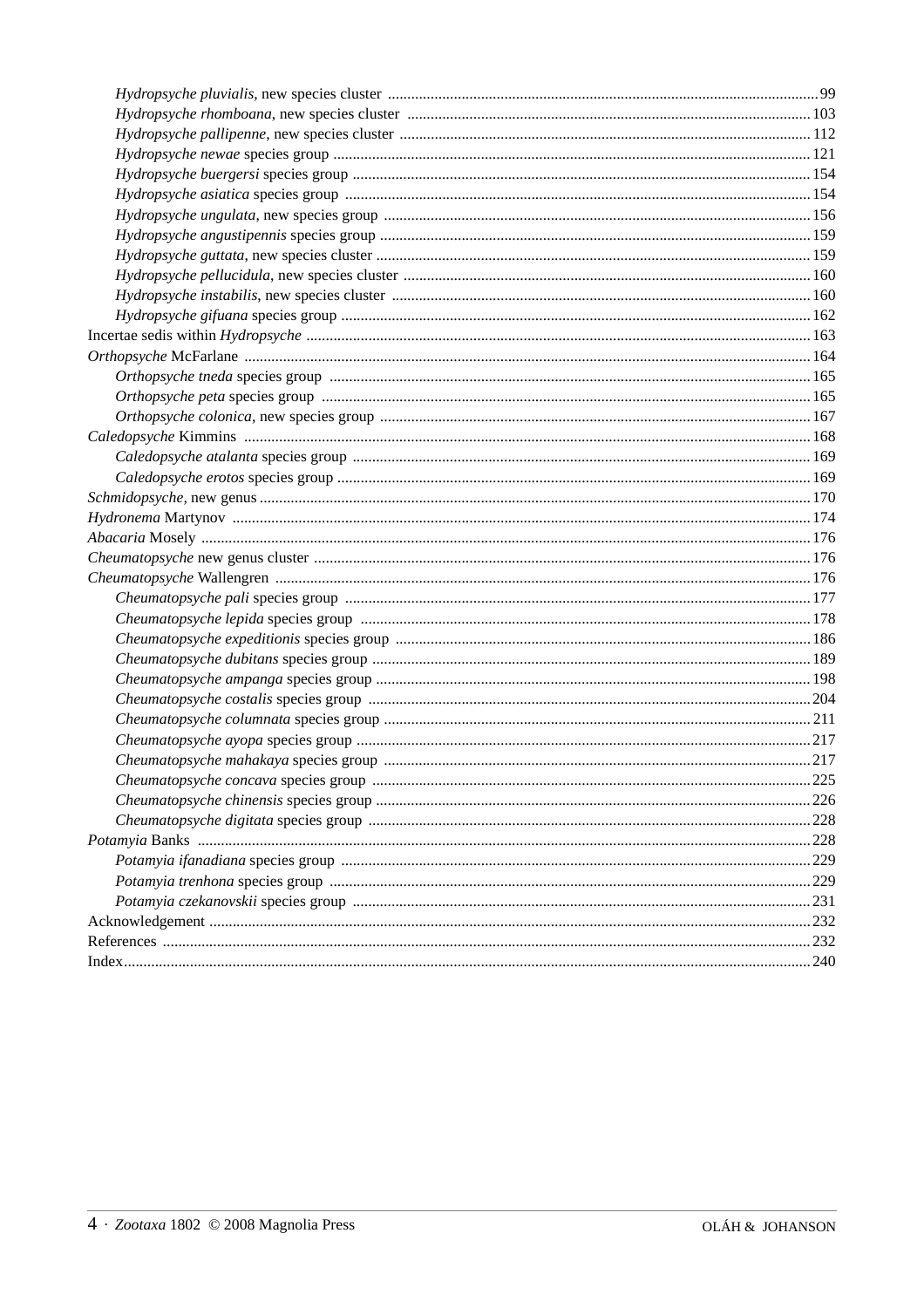*Hydropsyche pluvialis*, new species cluster .......... 99
*Hydropsyche rhomboana*, new species cluster .......... 103
*Hydropsyche pallipenne*, new species cluster .......... 112
*Hydropsyche newae* species group .......... 121
*Hydropsyche buergersi* species group .......... 154
*Hydropsyche asiatica* species group .......... 154
*Hydropsyche ungulata*, new species group .......... 156
*Hydropsyche angustipennis* species group .......... 159
*Hydropsyche guttata*, new species cluster .......... 159
*Hydropsyche pellucidula*, new species cluster .......... 160
*Hydropsyche instabilis*, new species cluster .......... 160
*Hydropsyche gifuana* species group .......... 162

Incertae sedis within *Hydropsyche* .......... 163

*Orthopsyche* McFarlane .......... 164
*Orthopsyche tneda* species group .......... 165
*Orthopsyche peta* species group .......... 165
*Orthopsyche colonica*, new species group .......... 167

*Caledopsyche* Kimmins .......... 168
*Caledopsyche atalanta* species group .......... 169
*Caledopsyche erotos* species group .......... 169

*Schmidopsyche*, new genus .......... 170

*Hydronema* Martynov .......... 174

*Abacaria* Mosely .......... 176

*Cheumatopsyche* new genus cluster .......... 176

*Cheumatopsyche* Wallengren .......... 176
*Cheumatopsyche pali* species group .......... 177
*Cheumatopsyche lepida* species group .......... 178
*Cheumatopsyche expeditionis* species group .......... 186
*Cheumatopsyche dubitans* species group .......... 189
*Cheumatopsyche ampanga* species group .......... 198
*Cheumatopsyche costalis* species group .......... 204
*Cheumatopsyche columnata* species group .......... 211
*Cheumatopsyche ayopa* species group .......... 217
*Cheumatopsyche mahakaya* species group .......... 217
*Cheumatopsyche concava* species group .......... 225
*Cheumatopsyche chinensis* species group .......... 226
*Cheumatopsyche digitata* species group .......... 228

*Potamyia* Banks .......... 228
*Potamyia ifanadiana* species group .......... 229
*Potamyia trenhona* species group .......... 229
*Potamyia czekanovskii* species group .......... 231

Acknowledgement .......... 232

References .......... 232

Index .......... 240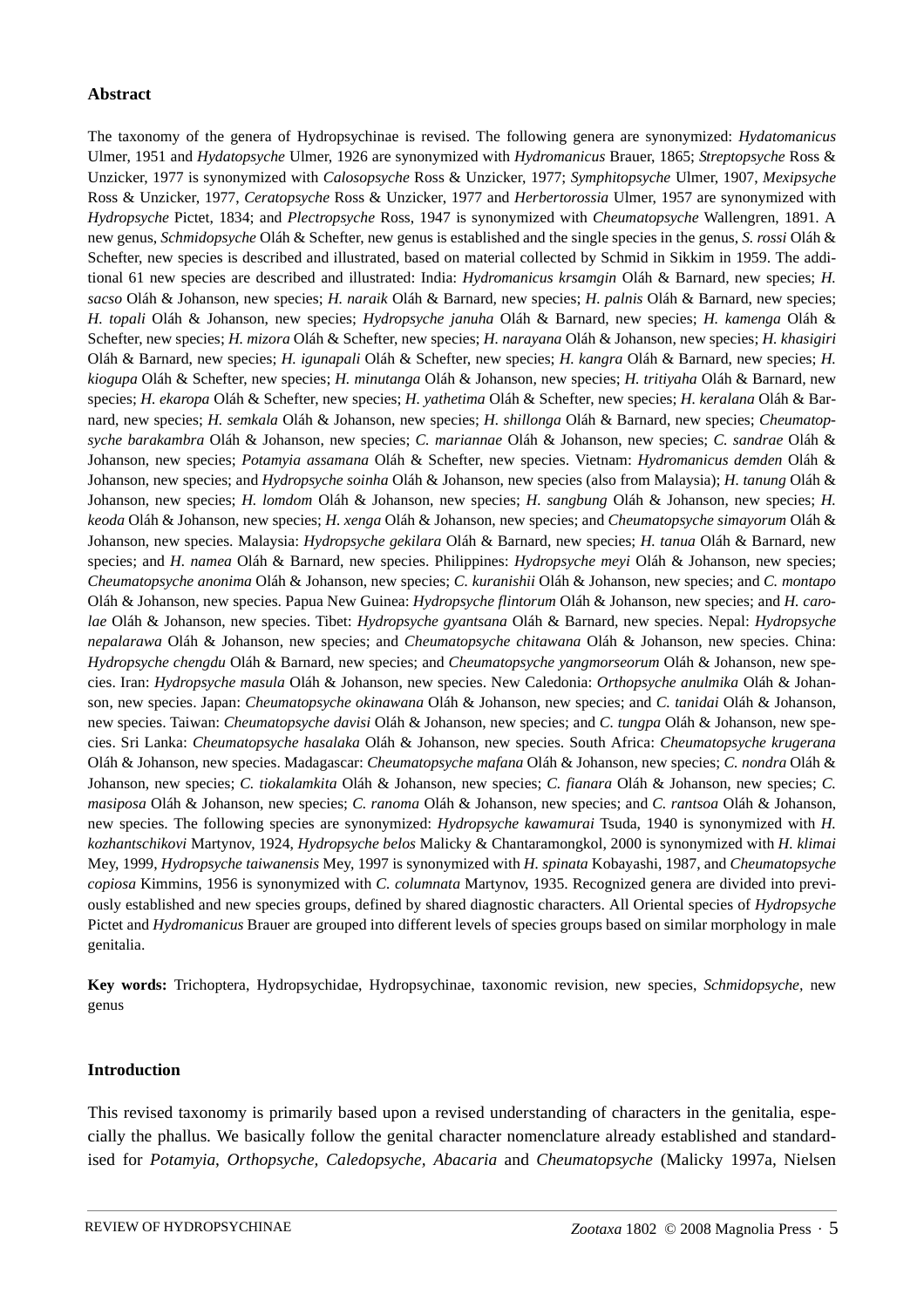**Abstract**

The taxonomy of the genera of Hydropsychinae is revised. The following genera are synonymized: *Hydatomanicus* Ulmer, 1951 and *Hydatopsyche* Ulmer, 1926 are synonymized with *Hydromanicus* Brauer, 1865; *Streptopsyche* Ross & Unzicker, 1977 is synonymized with *Calosopsyche* Ross & Unzicker, 1977; *Symphitopsyche* Ulmer, 1907, *Mexipsyche* Ross & Unzicker, 1977, *Ceratopsyche* Ross & Unzicker, 1977 and *Herbertorossia* Ulmer, 1957 are synonymized with *Hydropsyche* Pictet, 1834; and *Plectropsyche* Ross, 1947 is synonymized with *Cheumatopsyche* Wallengren, 1891. A new genus, *Schmidopsyche* Oláh & Schefter, new genus is established and the single species in the genus, *S. rossi* Oláh & Schefter, new species is described and illustrated, based on material collected by Schmid in Sikkim in 1959. The additional 61 new species are described and illustrated: India: *Hydromanicus krsamgin* Oláh & Barnard, new species; *H. sacso* Oláh & Johanson, new species; *H. naraik* Oláh & Barnard, new species; *H. palnis* Oláh & Barnard, new species; *H. topali* Oláh & Johanson, new species; *Hydropsyche januha* Oláh & Barnard, new species; *H. kamenga* Oláh & Schefter, new species; *H. mizora* Oláh & Schefter, new species; *H. narayana* Oláh & Johanson, new species; *H. khasigiri* Oláh & Barnard, new species; *H. igunapali* Oláh & Schefter, new species; *H. kangra* Oláh & Barnard, new species; *H. kiogupa* Oláh & Schefter, new species; *H. minutanga* Oláh & Johanson, new species; *H. tritiyaha* Oláh & Barnard, new species; *H. ekaropa* Oláh & Schefter, new species; *H. yathetima* Oláh & Schefter, new species; *H. keralana* Oláh & Barnard, new species; *H. semkala* Oláh & Johanson, new species; *H. shillonga* Oláh & Barnard, new species; *Cheumatopsyche barakambra* Oláh & Johanson, new species; *C. mariannae* Oláh & Johanson, new species; *C. sandrae* Oláh & Johanson, new species; *Potamyia assamana* Oláh & Schefter, new species. Vietnam: *Hydromanicus demden* Oláh & Johanson, new species; and *Hydropsyche soinha* Oláh & Johanson, new species (also from Malaysia); *H. tanung* Oláh & Johanson, new species; *H. lomdom* Oláh & Johanson, new species; *H. sangbung* Oláh & Johanson, new species; *H. keoda* Oláh & Johanson, new species; *H. xenga* Oláh & Johanson, new species; and *Cheumatopsyche simayorum* Oláh & Johanson, new species. Malaysia: *Hydropsyche gekilara* Oláh & Barnard, new species; *H. tanua* Oláh & Barnard, new species; and *H. namea* Oláh & Barnard, new species. Philippines: *Hydropsyche meyi* Oláh & Johanson, new species; *Cheumatopsyche anonima* Oláh & Johanson, new species; *C. kuranishii* Oláh & Johanson, new species; and *C. montapo* Oláh & Johanson, new species. Papua New Guinea: *Hydropsyche flintorum* Oláh & Johanson, new species; and *H. carolae* Oláh & Johanson, new species. Tibet: *Hydropsyche gyantsana* Oláh & Barnard, new species. Nepal: *Hydropsyche nepalarawa* Oláh & Johanson, new species; and *Cheumatopsyche chitawana* Oláh & Johanson, new species. China: *Hydropsyche chengdu* Oláh & Barnard, new species; and *Cheumatopsyche yangmorseorum* Oláh & Johanson, new species. Iran: *Hydropsyche masula* Oláh & Johanson, new species. New Caledonia: *Orthopsyche anulmika* Oláh & Johanson, new species. Japan: *Cheumatopsyche okinawana* Oláh & Johanson, new species; and *C. tanidai* Oláh & Johanson, new species. Taiwan: *Cheumatopsyche davisi* Oláh & Johanson, new species; and *C. tungpa* Oláh & Johanson, new species. Sri Lanka: *Cheumatopsyche hasalaka* Oláh & Johanson, new species. South Africa: *Cheumatopsyche krugerana* Oláh & Johanson, new species. Madagascar: *Cheumatopsyche mafana* Oláh & Johanson, new species; *C. nondra* Oláh & Johanson, new species; *C. tiokalamkita* Oláh & Johanson, new species; *C. fianara* Oláh & Johanson, new species; *C. masiposa* Oláh & Johanson, new species; *C. ranoma* Oláh & Johanson, new species; and *C. rantsoa* Oláh & Johanson, new species. The following species are synonymized: *Hydropsyche kawamurai* Tsuda, 1940 is synonymized with *H. kozhantschikovi* Martynov, 1924, *Hydropsyche belos* Malicky & Chantaramongkol, 2000 is synonymized with *H. klimai* Mey, 1999, *Hydropsyche taiwanensis* Mey, 1997 is synonymized with *H. spinata* Kobayashi, 1987, and *Cheumatopsyche copiosa* Kimmins, 1956 is synonymized with *C. columnata* Martynov, 1935. Recognized genera are divided into previously established and new species groups, defined by shared diagnostic characters. All Oriental species of *Hydropsyche* Pictet and *Hydromanicus* Brauer are grouped into different levels of species groups based on similar morphology in male genitalia.

**Key words:** Trichoptera, Hydropsychidae, Hydropsychinae, taxonomic revision, new species, *Schmidopsyche,* new genus

**Introduction**

This revised taxonomy is primarily based upon a revised understanding of characters in the genitalia, especially the phallus. We basically follow the genital character nomenclature already established and standardised for *Potamyia*, *Orthopsyche*, *Caledopsyche, Abacaria* and *Cheumatopsyche* (Malicky 1997a, Nielsen